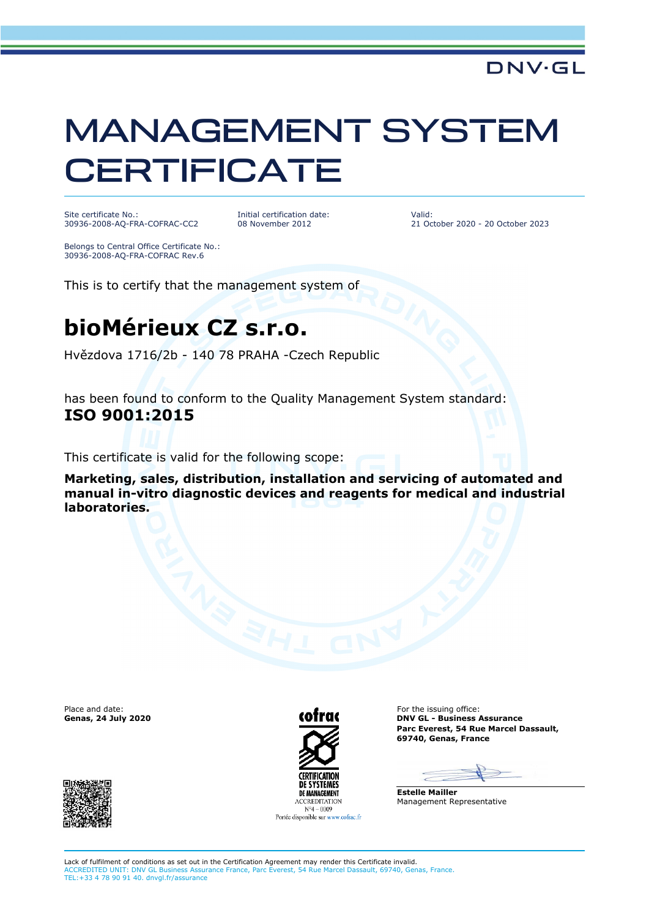DNV·GL

# MANAGEMENT SYSTEM CERTIFICATE

Site certificate No.:
30936-2008-AQ-FRA-COFRAC-CC2

Initial certification date:
08 November 2012

Valid:
21 October 2020 - 20 October 2023

Belongs to Central Office Certificate No.:
30936-2008-AQ-FRA-COFRAC Rev.6

This is to certify that the management system of

## bioMérieux CZ s.r.o.

Hvězdova 1716/2b - 140 78 PRAHA -Czech Republic

has been found to conform to the Quality Management System standard:
**ISO 9001:2015**

This certificate is valid for the following scope:

**Marketing, sales, distribution, installation and servicing of automated and manual in-vitro diagnostic devices and reagents for medical and industrial laboratories.**

Place and date:
**Genas, 24 July 2020**

cofrac
CERTIFICATION DE SYSTEMES DE MANAGEMENT
ACCREDITATION
N°4 – 0009
Portée disponible sur www.cofrac.fr

For the issuing office:
**DNV GL - Business Assurance**
**Parc Everest, 54 Rue Marcel Dassault,**
**69740, Genas, France**

**Estelle Mailler**
Management Representative

Lack of fulfilment of conditions as set out in the Certification Agreement may render this Certificate invalid.
ACCREDITED UNIT: DNV GL Business Assurance France, Parc Everest, 54 Rue Marcel Dassault, 69740, Genas, France.
TEL:+33 4 78 90 91 40. dnvgl.fr/assurance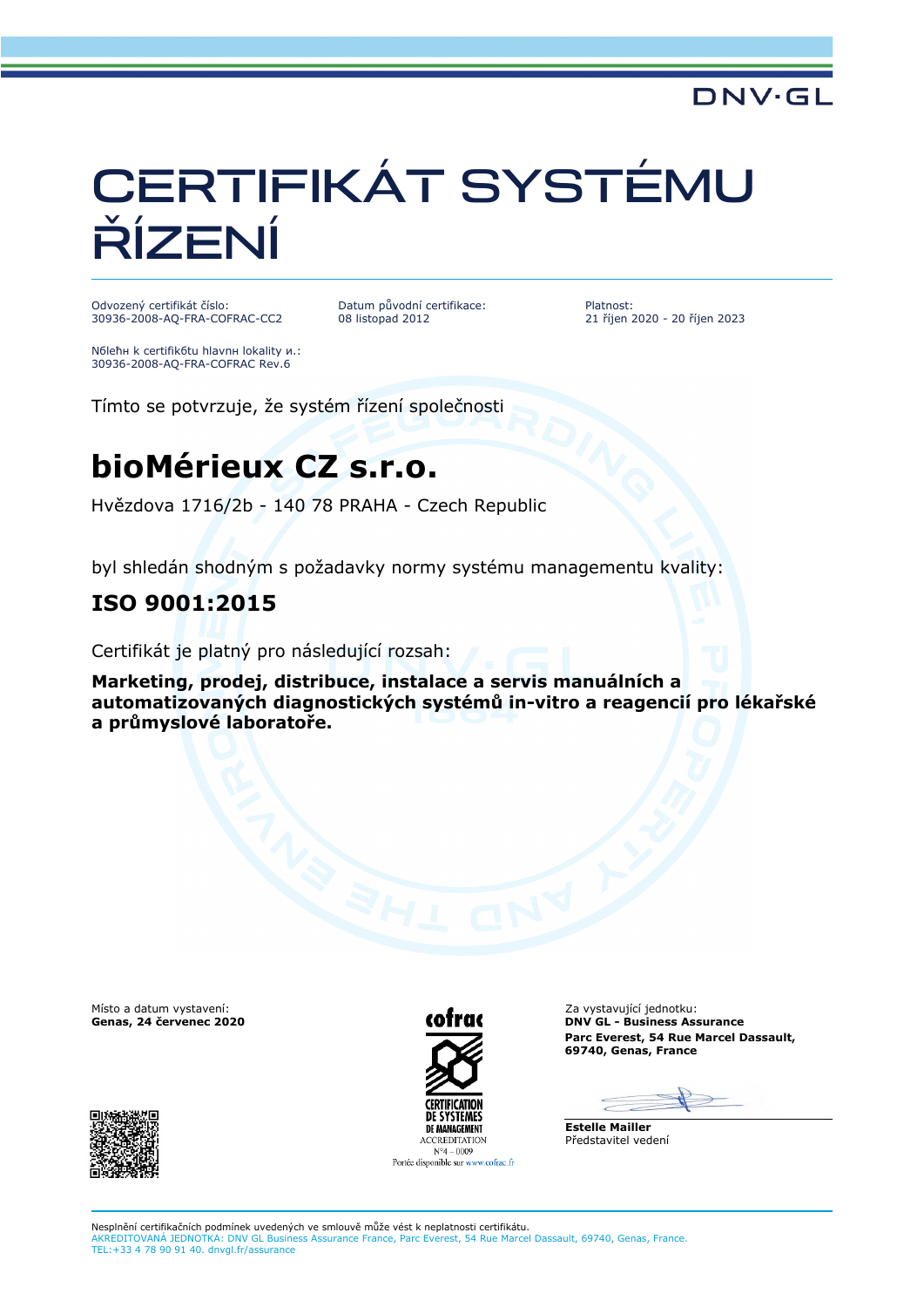DNV·GL

# CERTIFIKÁT SYSTÉMU ŘÍZENÍ

Odvozený certifikát číslo:
30936-2008-AQ-FRA-COFRAC-CC2

Datum původní certifikace:
08 listopad 2012

Platnost:
21 říjen 2020 - 20 říjen 2023

Nбleћн k certifikбtu hlavnн lokality и.:
30936-2008-AQ-FRA-COFRAC Rev.6

Tímto se potvrzuje, že systém řízení společnosti

## bioMérieux CZ s.r.o.

Hvězdova 1716/2b - 140 78 PRAHA - Czech Republic

byl shledán shodným s požadavky normy systému managementu kvality:

## ISO 9001:2015

Certifikát je platný pro následující rozsah:

**Marketing, prodej, distribuce, instalace a servis manuálních a automatizovaných diagnostických systémů in-vitro a reagencií pro lékařské a průmyslové laboratoře.**

Místo a datum vystavení:
**Genas, 24 červenec 2020**

cofrac
CERTIFICATION DE SYSTEMES DE MANAGEMENT
ACCREDITATION
N°4 – 0009
Portée disponible sur www.cofrac.fr

Za vystavující jednotku:
**DNV GL - Business Assurance**
**Parc Everest, 54 Rue Marcel Dassault, 69740, Genas, France**

**Estelle Mailler**
Představitel vedení

Nesplnění certifikačních podmínek uvedených ve smlouvě může vést k neplatnosti certifikátu.
AKREDITOVANÁ JEDNOTKA: DNV GL Business Assurance France, Parc Everest, 54 Rue Marcel Dassault, 69740, Genas, France.
TEL:+33 4 78 90 91 40. dnvgl.fr/assurance